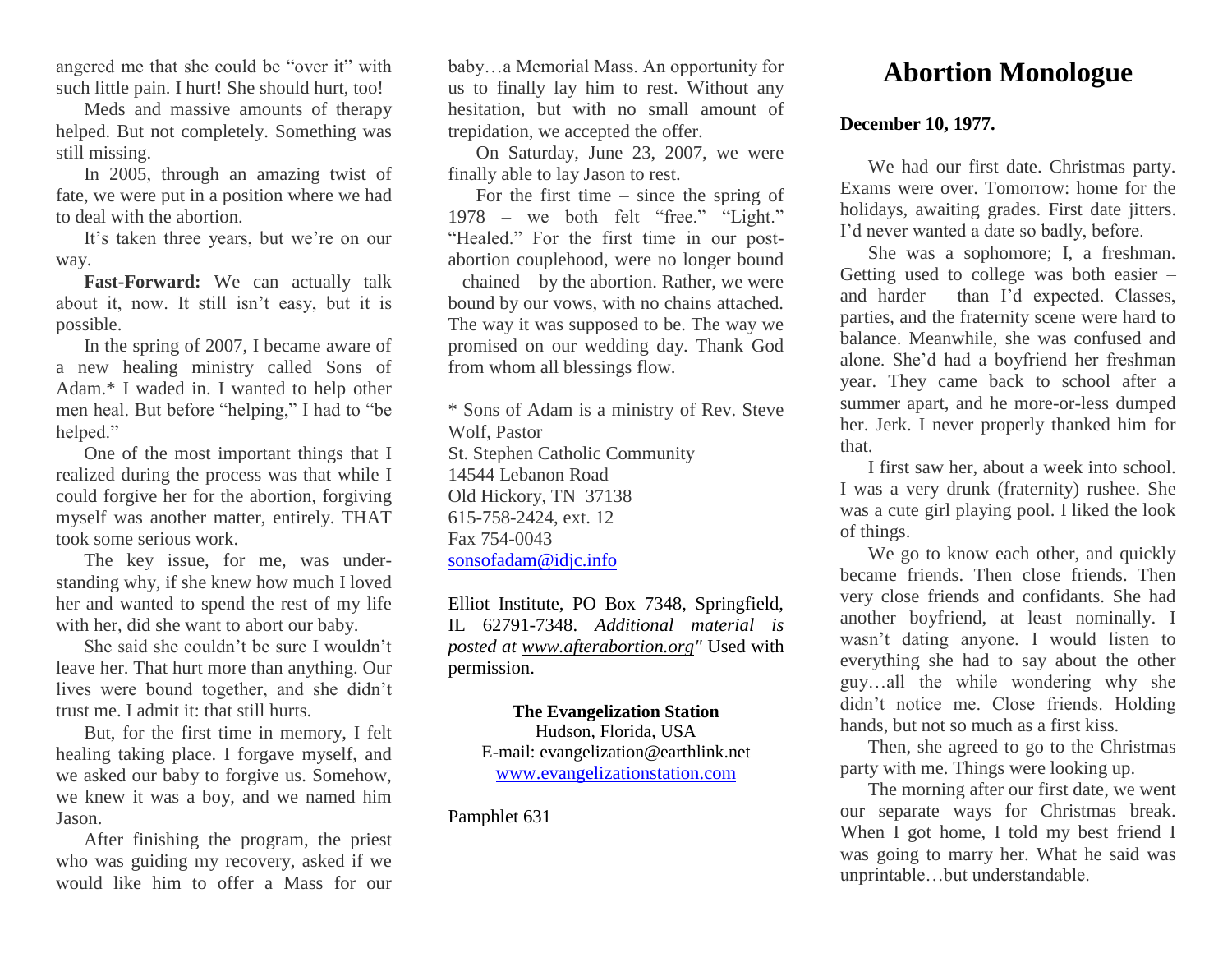angered me that she could be "over it" with such little pain. I hurt! She should hurt, too!

Meds and massive amounts of therapy helped. But not completely. Something was still missing.

In 2005, through an amazing twist of fate, we were put in a position where we had to deal with the abortion.

It's taken three years, but we're on our way.

**Fast-Forward:** We can actually talk about it, now. It still isn't easy, but it is possible.

In the spring of 2007, I became aware of a new healing ministry called Sons of Adam.* I waded in. I wanted to help other men heal. But before "helping," I had to "be helped."

One of the most important things that I realized during the process was that while I could forgive her for the abortion, forgiving myself was another matter, entirely. THAT took some serious work.

The key issue, for me, was understanding why, if she knew how much I loved her and wanted to spend the rest of my life with her, did she want to abort our baby.

She said she couldn't be sure I wouldn't leave her. That hurt more than anything. Our lives were bound together, and she didn't trust me. I admit it: that still hurts.

But, for the first time in memory, I felt healing taking place. I forgave myself, and we asked our baby to forgive us. Somehow, we knew it was a boy, and we named him Jason.

After finishing the program, the priest who was guiding my recovery, asked if we would like him to offer a Mass for our baby…a Memorial Mass. An opportunity for us to finally lay him to rest. Without any hesitation, but with no small amount of trepidation, we accepted the offer.

On Saturday, June 23, 2007, we were finally able to lay Jason to rest.

For the first time – since the spring of 1978 – we both felt "free." "Light." "Healed." For the first time in our post-abortion couplehood, were no longer bound – chained – by the abortion. Rather, we were bound by our vows, with no chains attached. The way it was supposed to be. The way we promised on our wedding day. Thank God from whom all blessings flow.

\* Sons of Adam is a ministry of Rev. Steve Wolf, Pastor
St. Stephen Catholic Community
14544 Lebanon Road
Old Hickory, TN 37138
615-758-2424, ext. 12
Fax 754-0043
sonsofadam@idjc.info

Elliot Institute, PO Box 7348, Springfield, IL 62791-7348. *Additional material is posted at www.afterabortion.org"* Used with permission.

**The Evangelization Station**
Hudson, Florida, USA
E-mail: evangelization@earthlink.net
www.evangelizationstation.com

Pamphlet 631

# Abortion Monologue

**December 10, 1977.**

We had our first date. Christmas party. Exams were over. Tomorrow: home for the holidays, awaiting grades. First date jitters. I'd never wanted a date so badly, before.

She was a sophomore; I, a freshman. Getting used to college was both easier – and harder – than I'd expected. Classes, parties, and the fraternity scene were hard to balance. Meanwhile, she was confused and alone. She'd had a boyfriend her freshman year. They came back to school after a summer apart, and he more-or-less dumped her. Jerk. I never properly thanked him for that.

I first saw her, about a week into school. I was a very drunk (fraternity) rushee. She was a cute girl playing pool. I liked the look of things.

We go to know each other, and quickly became friends. Then close friends. Then very close friends and confidants. She had another boyfriend, at least nominally. I wasn't dating anyone. I would listen to everything she had to say about the other guy…all the while wondering why she didn't notice me. Close friends. Holding hands, but not so much as a first kiss.

Then, she agreed to go to the Christmas party with me. Things were looking up.

The morning after our first date, we went our separate ways for Christmas break. When I got home, I told my best friend I was going to marry her. What he said was unprintable…but understandable.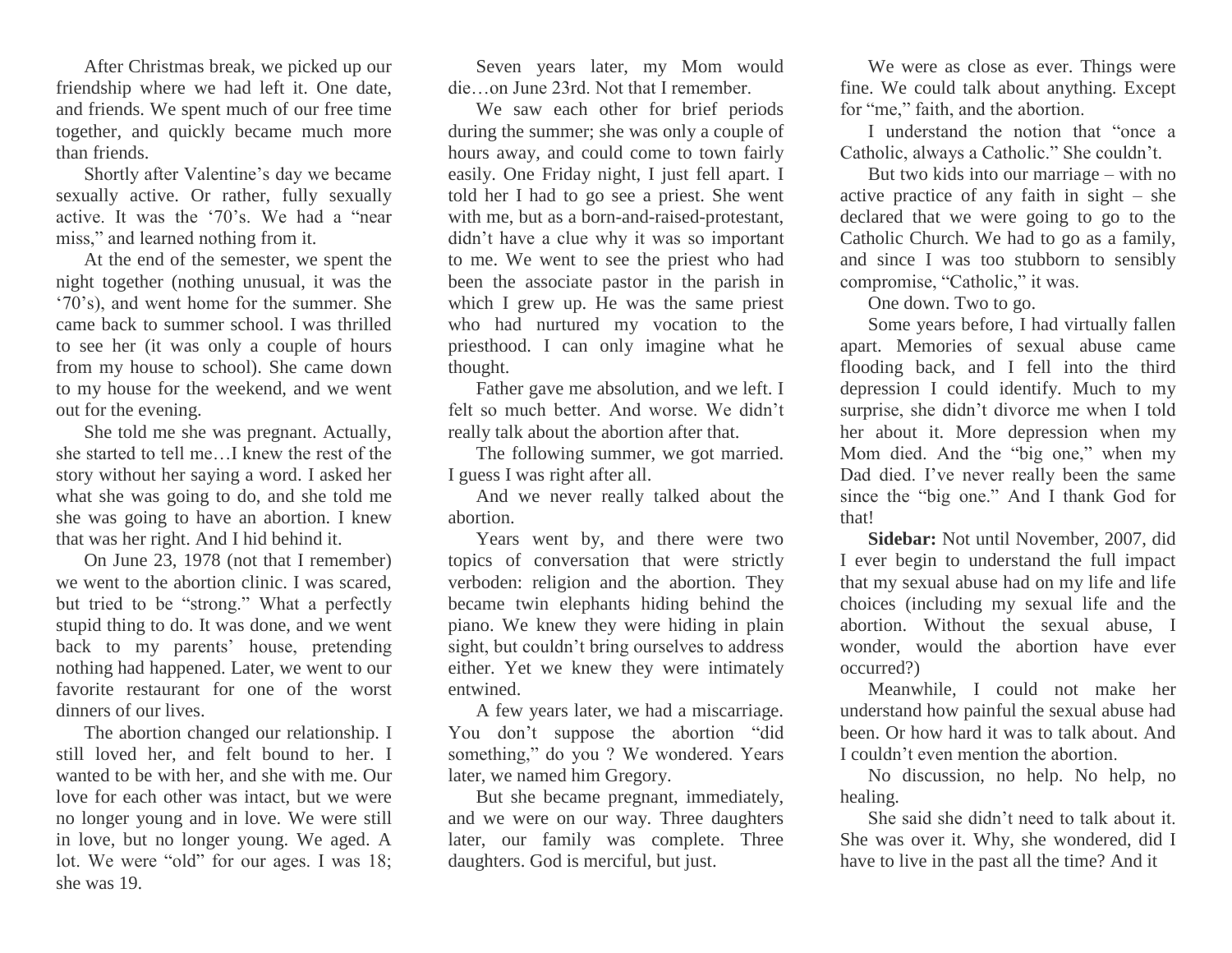After Christmas break, we picked up our friendship where we had left it. One date, and friends. We spent much of our free time together, and quickly became much more than friends.

Shortly after Valentine's day we became sexually active. Or rather, fully sexually active. It was the '70's. We had a "near miss," and learned nothing from it.

At the end of the semester, we spent the night together (nothing unusual, it was the '70's), and went home for the summer. She came back to summer school. I was thrilled to see her (it was only a couple of hours from my house to school). She came down to my house for the weekend, and we went out for the evening.

She told me she was pregnant. Actually, she started to tell me…I knew the rest of the story without her saying a word. I asked her what she was going to do, and she told me she was going to have an abortion. I knew that was her right. And I hid behind it.

On June 23, 1978 (not that I remember) we went to the abortion clinic. I was scared, but tried to be "strong." What a perfectly stupid thing to do. It was done, and we went back to my parents' house, pretending nothing had happened. Later, we went to our favorite restaurant for one of the worst dinners of our lives.

The abortion changed our relationship. I still loved her, and felt bound to her. I wanted to be with her, and she with me. Our love for each other was intact, but we were no longer young and in love. We were still in love, but no longer young. We aged. A lot. We were "old" for our ages. I was 18; she was 19.

Seven years later, my Mom would die…on June 23rd. Not that I remember.

We saw each other for brief periods during the summer; she was only a couple of hours away, and could come to town fairly easily. One Friday night, I just fell apart. I told her I had to go see a priest. She went with me, but as a born-and-raised-protestant, didn't have a clue why it was so important to me. We went to see the priest who had been the associate pastor in the parish in which I grew up. He was the same priest who had nurtured my vocation to the priesthood. I can only imagine what he thought.

Father gave me absolution, and we left. I felt so much better. And worse. We didn't really talk about the abortion after that.

The following summer, we got married. I guess I was right after all.

And we never really talked about the abortion.

Years went by, and there were two topics of conversation that were strictly verboden: religion and the abortion. They became twin elephants hiding behind the piano. We knew they were hiding in plain sight, but couldn't bring ourselves to address either. Yet we knew they were intimately entwined.

A few years later, we had a miscarriage. You don't suppose the abortion "did something," do you ? We wondered. Years later, we named him Gregory.

But she became pregnant, immediately, and we were on our way. Three daughters later, our family was complete. Three daughters. God is merciful, but just.

We were as close as ever. Things were fine. We could talk about anything. Except for "me," faith, and the abortion.

I understand the notion that "once a Catholic, always a Catholic." She couldn't.

But two kids into our marriage – with no active practice of any faith in sight – she declared that we were going to go to the Catholic Church. We had to go as a family, and since I was too stubborn to sensibly compromise, "Catholic," it was.

One down. Two to go.

Some years before, I had virtually fallen apart. Memories of sexual abuse came flooding back, and I fell into the third depression I could identify. Much to my surprise, she didn't divorce me when I told her about it. More depression when my Mom died. And the "big one," when my Dad died. I've never really been the same since the "big one." And I thank God for that!

**Sidebar:** Not until November, 2007, did I ever begin to understand the full impact that my sexual abuse had on my life and life choices (including my sexual life and the abortion. Without the sexual abuse, I wonder, would the abortion have ever occurred?)

Meanwhile, I could not make her understand how painful the sexual abuse had been. Or how hard it was to talk about. And I couldn't even mention the abortion.

No discussion, no help. No help, no healing.

She said she didn't need to talk about it. She was over it. Why, she wondered, did I have to live in the past all the time? And it